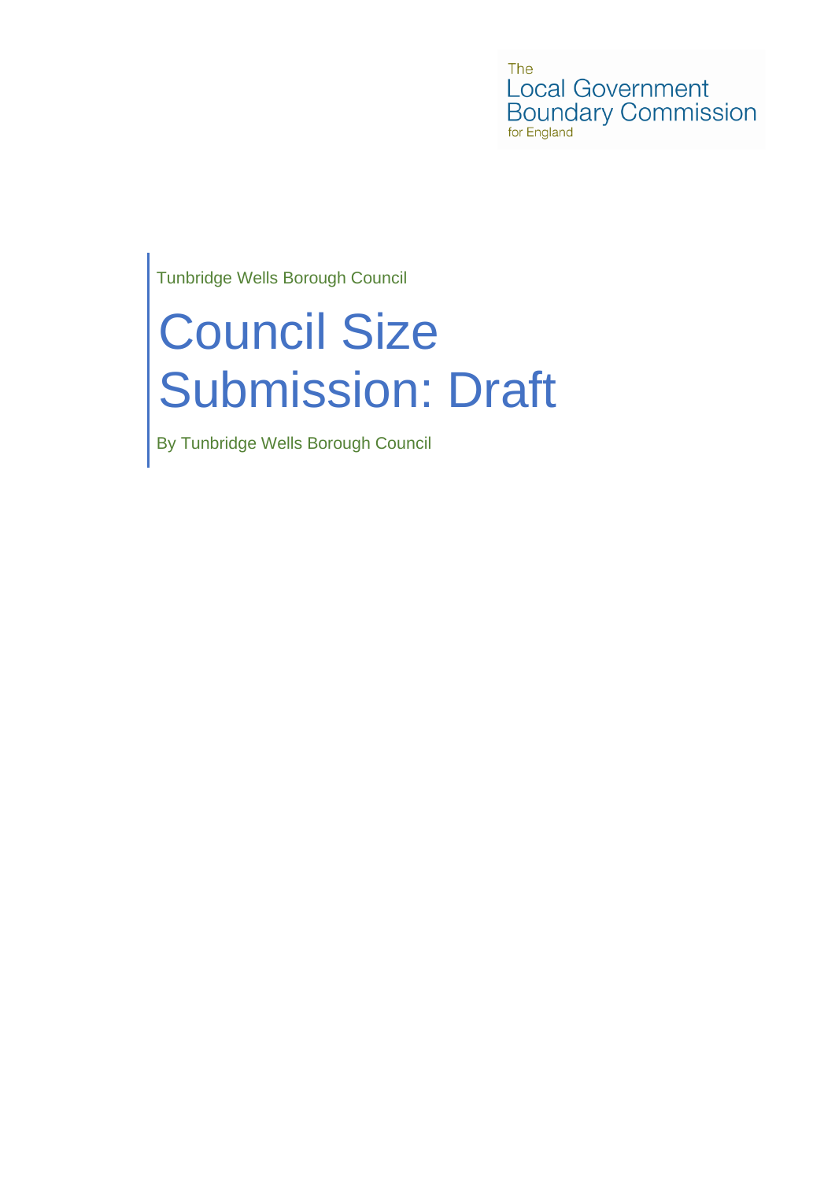The Local Government Boundary Commission for England

Tunbridge Wells Borough Council

# Council Size Submission: Draft

By Tunbridge Wells Borough Council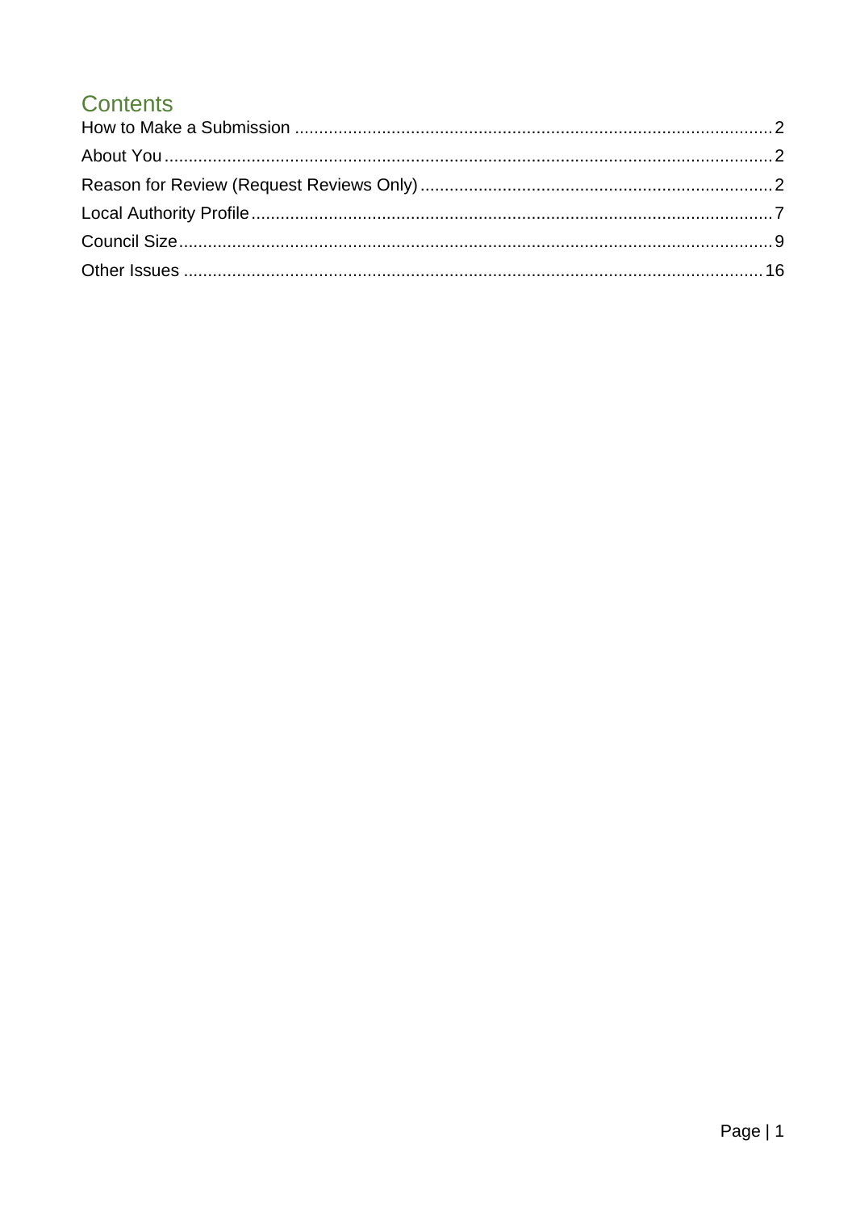# Contents

How to Make a Submission ........................................................................................... 2
About You ...................................................................................................................... 2
Reason for Review (Request Reviews Only) ................................................................. 2
Local Authority Profile .................................................................................................. 7
Council Size .................................................................................................................. 9
Other Issues ................................................................................................................ 16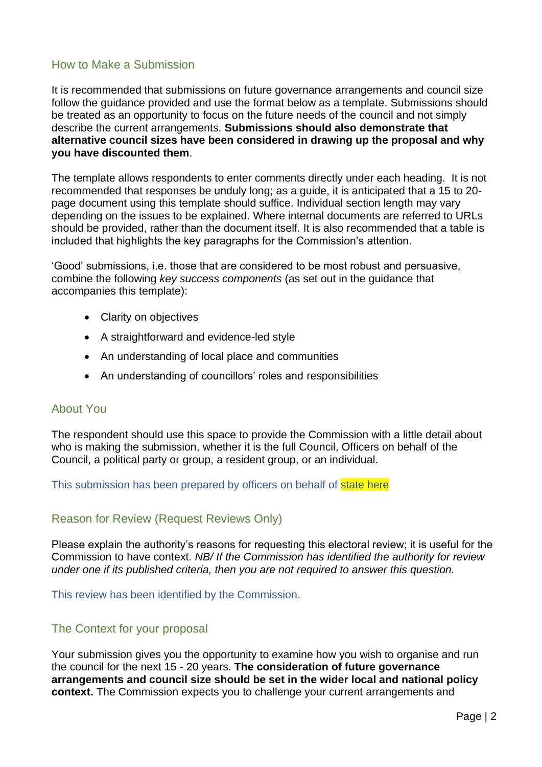## How to Make a Submission

It is recommended that submissions on future governance arrangements and council size follow the guidance provided and use the format below as a template. Submissions should be treated as an opportunity to focus on the future needs of the council and not simply describe the current arrangements. **Submissions should also demonstrate that alternative council sizes have been considered in drawing up the proposal and why you have discounted them**.

The template allows respondents to enter comments directly under each heading. It is not recommended that responses be unduly long; as a guide, it is anticipated that a 15 to 20-page document using this template should suffice. Individual section length may vary depending on the issues to be explained. Where internal documents are referred to URLs should be provided, rather than the document itself. It is also recommended that a table is included that highlights the key paragraphs for the Commission's attention.

'Good' submissions, i.e. those that are considered to be most robust and persuasive, combine the following *key success components* (as set out in the guidance that accompanies this template):

- Clarity on objectives
- A straightforward and evidence-led style
- An understanding of local place and communities
- An understanding of councillors' roles and responsibilities

## About You

The respondent should use this space to provide the Commission with a little detail about who is making the submission, whether it is the full Council, Officers on behalf of the Council, a political party or group, a resident group, or an individual.

This submission has been prepared by officers on behalf of state here

## Reason for Review (Request Reviews Only)

Please explain the authority's reasons for requesting this electoral review; it is useful for the Commission to have context. *NB/ If the Commission has identified the authority for review under one if its published criteria, then you are not required to answer this question.*

This review has been identified by the Commission.

## The Context for your proposal

Your submission gives you the opportunity to examine how you wish to organise and run the council for the next 15 - 20 years. **The consideration of future governance arrangements and council size should be set in the wider local and national policy context.** The Commission expects you to challenge your current arrangements and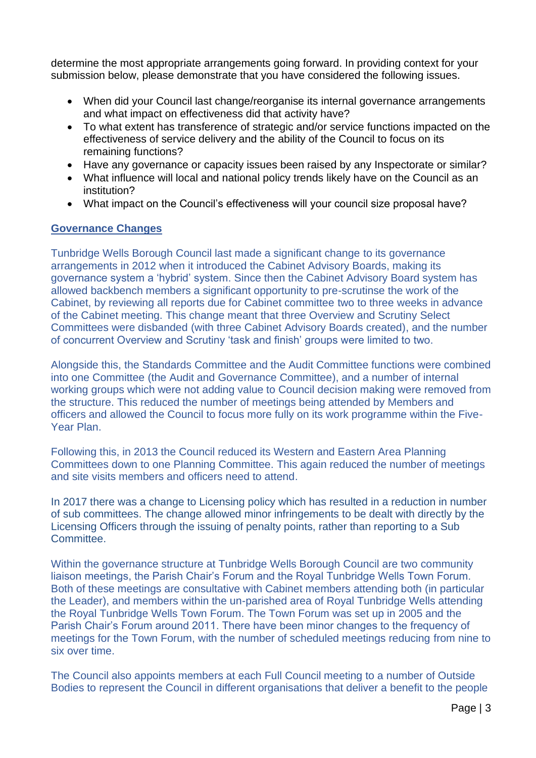determine the most appropriate arrangements going forward. In providing context for your submission below, please demonstrate that you have considered the following issues.

- When did your Council last change/reorganise its internal governance arrangements and what impact on effectiveness did that activity have?
- To what extent has transference of strategic and/or service functions impacted on the effectiveness of service delivery and the ability of the Council to focus on its remaining functions?
- Have any governance or capacity issues been raised by any Inspectorate or similar?
- What influence will local and national policy trends likely have on the Council as an institution?
- What impact on the Council's effectiveness will your council size proposal have?

**Governance Changes**

Tunbridge Wells Borough Council last made a significant change to its governance arrangements in 2012 when it introduced the Cabinet Advisory Boards, making its governance system a 'hybrid' system. Since then the Cabinet Advisory Board system has allowed backbench members a significant opportunity to pre-scrutinse the work of the Cabinet, by reviewing all reports due for Cabinet committee two to three weeks in advance of the Cabinet meeting. This change meant that three Overview and Scrutiny Select Committees were disbanded (with three Cabinet Advisory Boards created), and the number of concurrent Overview and Scrutiny 'task and finish' groups were limited to two.

Alongside this, the Standards Committee and the Audit Committee functions were combined into one Committee (the Audit and Governance Committee), and a number of internal working groups which were not adding value to Council decision making were removed from the structure. This reduced the number of meetings being attended by Members and officers and allowed the Council to focus more fully on its work programme within the Five-Year Plan.

Following this, in 2013 the Council reduced its Western and Eastern Area Planning Committees down to one Planning Committee. This again reduced the number of meetings and site visits members and officers need to attend.

In 2017 there was a change to Licensing policy which has resulted in a reduction in number of sub committees. The change allowed minor infringements to be dealt with directly by the Licensing Officers through the issuing of penalty points, rather than reporting to a Sub Committee.

Within the governance structure at Tunbridge Wells Borough Council are two community liaison meetings, the Parish Chair's Forum and the Royal Tunbridge Wells Town Forum. Both of these meetings are consultative with Cabinet members attending both (in particular the Leader), and members within the un-parished area of Royal Tunbridge Wells attending the Royal Tunbridge Wells Town Forum. The Town Forum was set up in 2005 and the Parish Chair's Forum around 2011. There have been minor changes to the frequency of meetings for the Town Forum, with the number of scheduled meetings reducing from nine to six over time.

The Council also appoints members at each Full Council meeting to a number of Outside Bodies to represent the Council in different organisations that deliver a benefit to the people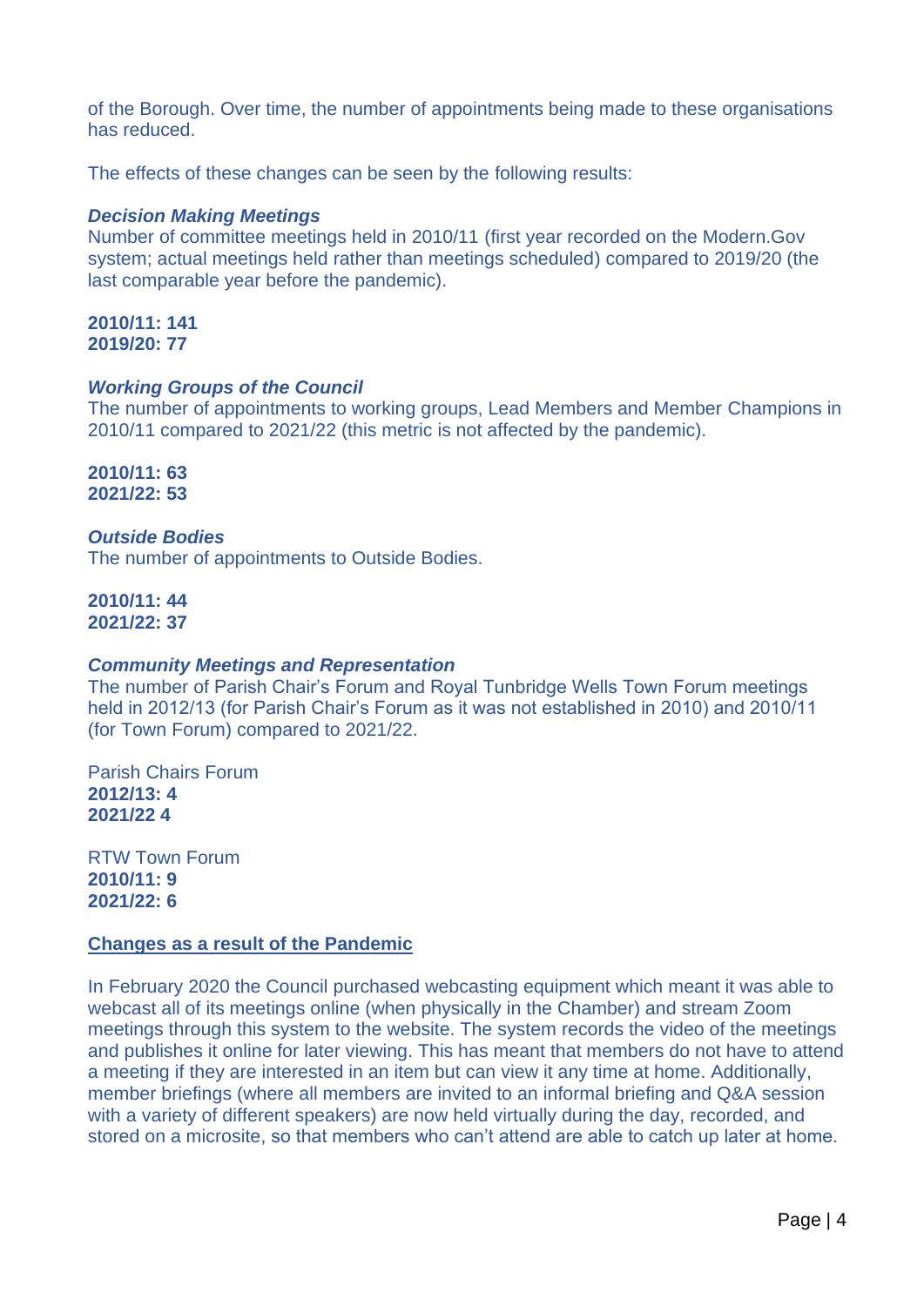of the Borough. Over time, the number of appointments being made to these organisations has reduced.

The effects of these changes can be seen by the following results:

***Decision Making Meetings***
Number of committee meetings held in 2010/11 (first year recorded on the Modern.Gov system; actual meetings held rather than meetings scheduled) compared to 2019/20 (the last comparable year before the pandemic).

**2010/11: 141**
**2019/20: 77**

***Working Groups of the Council***
The number of appointments to working groups, Lead Members and Member Champions in 2010/11 compared to 2021/22 (this metric is not affected by the pandemic).

**2010/11: 63**
**2021/22: 53**

***Outside Bodies***
The number of appointments to Outside Bodies.

**2010/11: 44**
**2021/22: 37**

***Community Meetings and Representation***
The number of Parish Chair's Forum and Royal Tunbridge Wells Town Forum meetings held in 2012/13 (for Parish Chair's Forum as it was not established in 2010) and 2010/11 (for Town Forum) compared to 2021/22.

Parish Chairs Forum
**2012/13: 4**
**2021/22 4**

RTW Town Forum
**2010/11: 9**
**2021/22: 6**

**Changes as a result of the Pandemic**

In February 2020 the Council purchased webcasting equipment which meant it was able to webcast all of its meetings online (when physically in the Chamber) and stream Zoom meetings through this system to the website. The system records the video of the meetings and publishes it online for later viewing. This has meant that members do not have to attend a meeting if they are interested in an item but can view it any time at home. Additionally, member briefings (where all members are invited to an informal briefing and Q&A session with a variety of different speakers) are now held virtually during the day, recorded, and stored on a microsite, so that members who can't attend are able to catch up later at home.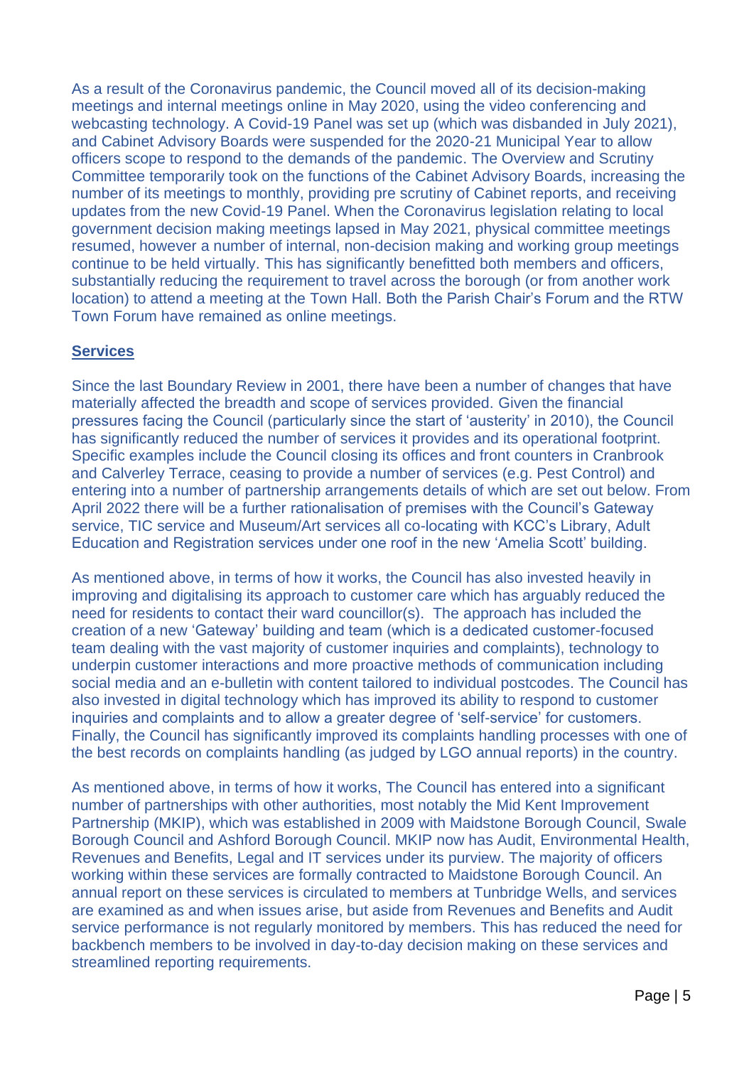As a result of the Coronavirus pandemic, the Council moved all of its decision-making meetings and internal meetings online in May 2020, using the video conferencing and webcasting technology. A Covid-19 Panel was set up (which was disbanded in July 2021), and Cabinet Advisory Boards were suspended for the 2020-21 Municipal Year to allow officers scope to respond to the demands of the pandemic. The Overview and Scrutiny Committee temporarily took on the functions of the Cabinet Advisory Boards, increasing the number of its meetings to monthly, providing pre scrutiny of Cabinet reports, and receiving updates from the new Covid-19 Panel. When the Coronavirus legislation relating to local government decision making meetings lapsed in May 2021, physical committee meetings resumed, however a number of internal, non-decision making and working group meetings continue to be held virtually. This has significantly benefitted both members and officers, substantially reducing the requirement to travel across the borough (or from another work location) to attend a meeting at the Town Hall. Both the Parish Chair's Forum and the RTW Town Forum have remained as online meetings.

## Services

Since the last Boundary Review in 2001, there have been a number of changes that have materially affected the breadth and scope of services provided. Given the financial pressures facing the Council (particularly since the start of 'austerity' in 2010), the Council has significantly reduced the number of services it provides and its operational footprint. Specific examples include the Council closing its offices and front counters in Cranbrook and Calverley Terrace, ceasing to provide a number of services (e.g. Pest Control) and entering into a number of partnership arrangements details of which are set out below. From April 2022 there will be a further rationalisation of premises with the Council's Gateway service, TIC service and Museum/Art services all co-locating with KCC's Library, Adult Education and Registration services under one roof in the new 'Amelia Scott' building.

As mentioned above, in terms of how it works, the Council has also invested heavily in improving and digitalising its approach to customer care which has arguably reduced the need for residents to contact their ward councillor(s). The approach has included the creation of a new 'Gateway' building and team (which is a dedicated customer-focused team dealing with the vast majority of customer inquiries and complaints), technology to underpin customer interactions and more proactive methods of communication including social media and an e-bulletin with content tailored to individual postcodes. The Council has also invested in digital technology which has improved its ability to respond to customer inquiries and complaints and to allow a greater degree of 'self-service' for customers. Finally, the Council has significantly improved its complaints handling processes with one of the best records on complaints handling (as judged by LGO annual reports) in the country.

As mentioned above, in terms of how it works, The Council has entered into a significant number of partnerships with other authorities, most notably the Mid Kent Improvement Partnership (MKIP), which was established in 2009 with Maidstone Borough Council, Swale Borough Council and Ashford Borough Council. MKIP now has Audit, Environmental Health, Revenues and Benefits, Legal and IT services under its purview. The majority of officers working within these services are formally contracted to Maidstone Borough Council. An annual report on these services is circulated to members at Tunbridge Wells, and services are examined as and when issues arise, but aside from Revenues and Benefits and Audit service performance is not regularly monitored by members. This has reduced the need for backbench members to be involved in day-to-day decision making on these services and streamlined reporting requirements.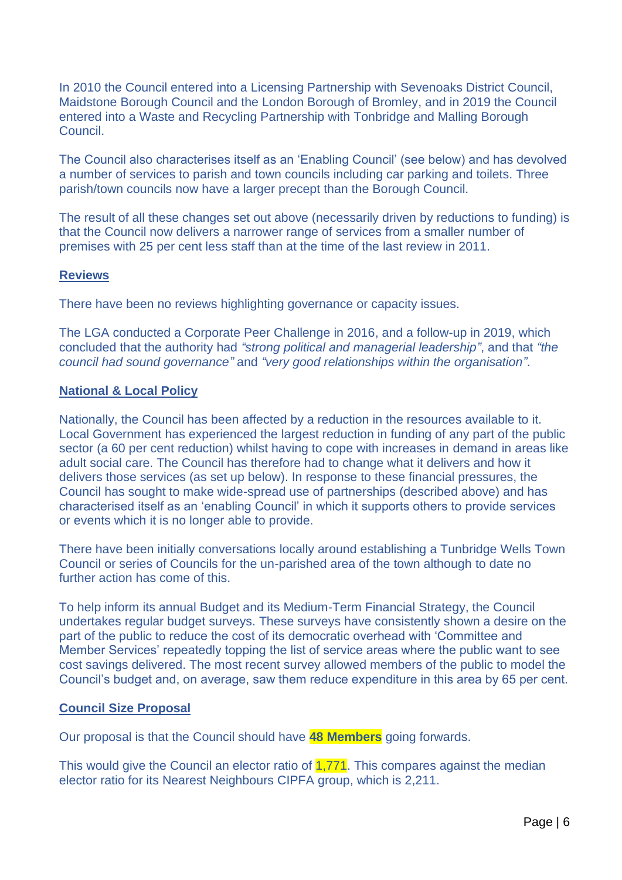In 2010 the Council entered into a Licensing Partnership with Sevenoaks District Council, Maidstone Borough Council and the London Borough of Bromley, and in 2019 the Council entered into a Waste and Recycling Partnership with Tonbridge and Malling Borough Council.

The Council also characterises itself as an 'Enabling Council' (see below) and has devolved a number of services to parish and town councils including car parking and toilets. Three parish/town councils now have a larger precept than the Borough Council.

The result of all these changes set out above (necessarily driven by reductions to funding) is that the Council now delivers a narrower range of services from a smaller number of premises with 25 per cent less staff than at the time of the last review in 2011.

## Reviews

There have been no reviews highlighting governance or capacity issues.

The LGA conducted a Corporate Peer Challenge in 2016, and a follow-up in 2019, which concluded that the authority had *"strong political and managerial leadership"*, and that *"the council had sound governance"* and *"very good relationships within the organisation"*.

## National & Local Policy

Nationally, the Council has been affected by a reduction in the resources available to it. Local Government has experienced the largest reduction in funding of any part of the public sector (a 60 per cent reduction) whilst having to cope with increases in demand in areas like adult social care. The Council has therefore had to change what it delivers and how it delivers those services (as set up below). In response to these financial pressures, the Council has sought to make wide-spread use of partnerships (described above) and has characterised itself as an 'enabling Council' in which it supports others to provide services or events which it is no longer able to provide.

There have been initially conversations locally around establishing a Tunbridge Wells Town Council or series of Councils for the un-parished area of the town although to date no further action has come of this.

To help inform its annual Budget and its Medium-Term Financial Strategy, the Council undertakes regular budget surveys. These surveys have consistently shown a desire on the part of the public to reduce the cost of its democratic overhead with 'Committee and Member Services' repeatedly topping the list of service areas where the public want to see cost savings delivered. The most recent survey allowed members of the public to model the Council's budget and, on average, saw them reduce expenditure in this area by 65 per cent.

## Council Size Proposal

Our proposal is that the Council should have **48 Members** going forwards.

This would give the Council an elector ratio of 1,771. This compares against the median elector ratio for its Nearest Neighbours CIPFA group, which is 2,211.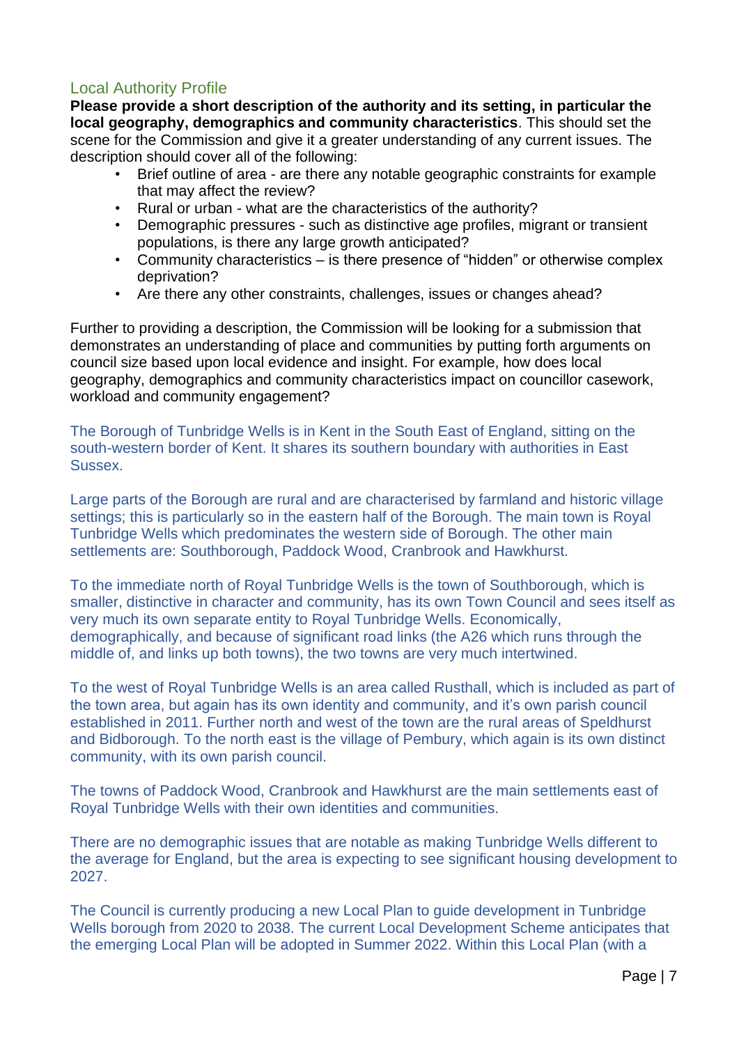## Local Authority Profile

**Please provide a short description of the authority and its setting, in particular the local geography, demographics and community characteristics**. This should set the scene for the Commission and give it a greater understanding of any current issues. The description should cover all of the following:

- Brief outline of area - are there any notable geographic constraints for example that may affect the review?
- Rural or urban - what are the characteristics of the authority?
- Demographic pressures - such as distinctive age profiles, migrant or transient populations, is there any large growth anticipated?
- Community characteristics – is there presence of "hidden" or otherwise complex deprivation?
- Are there any other constraints, challenges, issues or changes ahead?

Further to providing a description, the Commission will be looking for a submission that demonstrates an understanding of place and communities by putting forth arguments on council size based upon local evidence and insight. For example, how does local geography, demographics and community characteristics impact on councillor casework, workload and community engagement?

The Borough of Tunbridge Wells is in Kent in the South East of England, sitting on the south-western border of Kent. It shares its southern boundary with authorities in East Sussex.

Large parts of the Borough are rural and are characterised by farmland and historic village settings; this is particularly so in the eastern half of the Borough. The main town is Royal Tunbridge Wells which predominates the western side of Borough. The other main settlements are: Southborough, Paddock Wood, Cranbrook and Hawkhurst.

To the immediate north of Royal Tunbridge Wells is the town of Southborough, which is smaller, distinctive in character and community, has its own Town Council and sees itself as very much its own separate entity to Royal Tunbridge Wells. Economically, demographically, and because of significant road links (the A26 which runs through the middle of, and links up both towns), the two towns are very much intertwined.

To the west of Royal Tunbridge Wells is an area called Rusthall, which is included as part of the town area, but again has its own identity and community, and it's own parish council established in 2011. Further north and west of the town are the rural areas of Speldhurst and Bidborough. To the north east is the village of Pembury, which again is its own distinct community, with its own parish council.

The towns of Paddock Wood, Cranbrook and Hawkhurst are the main settlements east of Royal Tunbridge Wells with their own identities and communities.

There are no demographic issues that are notable as making Tunbridge Wells different to the average for England, but the area is expecting to see significant housing development to 2027.

The Council is currently producing a new Local Plan to guide development in Tunbridge Wells borough from 2020 to 2038. The current Local Development Scheme anticipates that the emerging Local Plan will be adopted in Summer 2022. Within this Local Plan (with a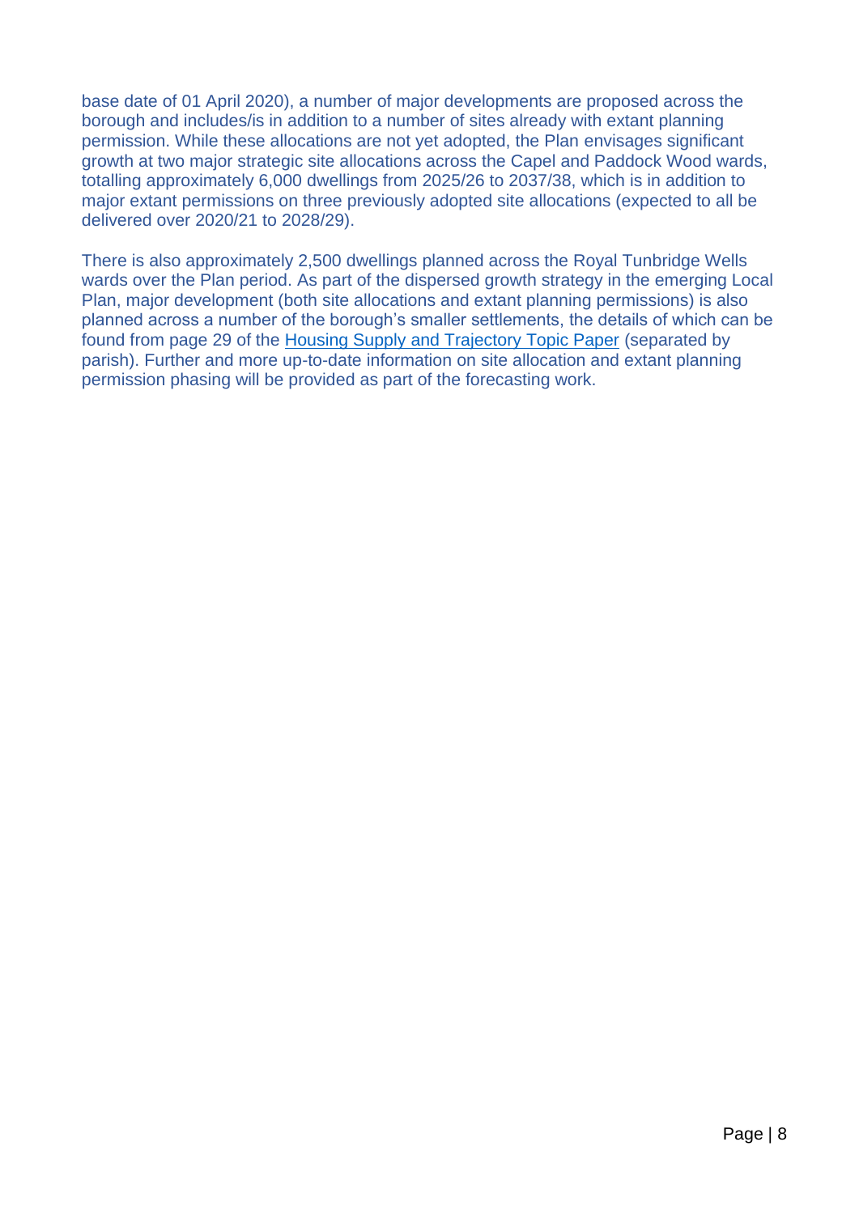base date of 01 April 2020), a number of major developments are proposed across the borough and includes/is in addition to a number of sites already with extant planning permission. While these allocations are not yet adopted, the Plan envisages significant growth at two major strategic site allocations across the Capel and Paddock Wood wards, totalling approximately 6,000 dwellings from 2025/26 to 2037/38, which is in addition to major extant permissions on three previously adopted site allocations (expected to all be delivered over 2020/21 to 2028/29).

There is also approximately 2,500 dwellings planned across the Royal Tunbridge Wells wards over the Plan period. As part of the dispersed growth strategy in the emerging Local Plan, major development (both site allocations and extant planning permissions) is also planned across a number of the borough's smaller settlements, the details of which can be found from page 29 of the Housing Supply and Trajectory Topic Paper (separated by parish). Further and more up-to-date information on site allocation and extant planning permission phasing will be provided as part of the forecasting work.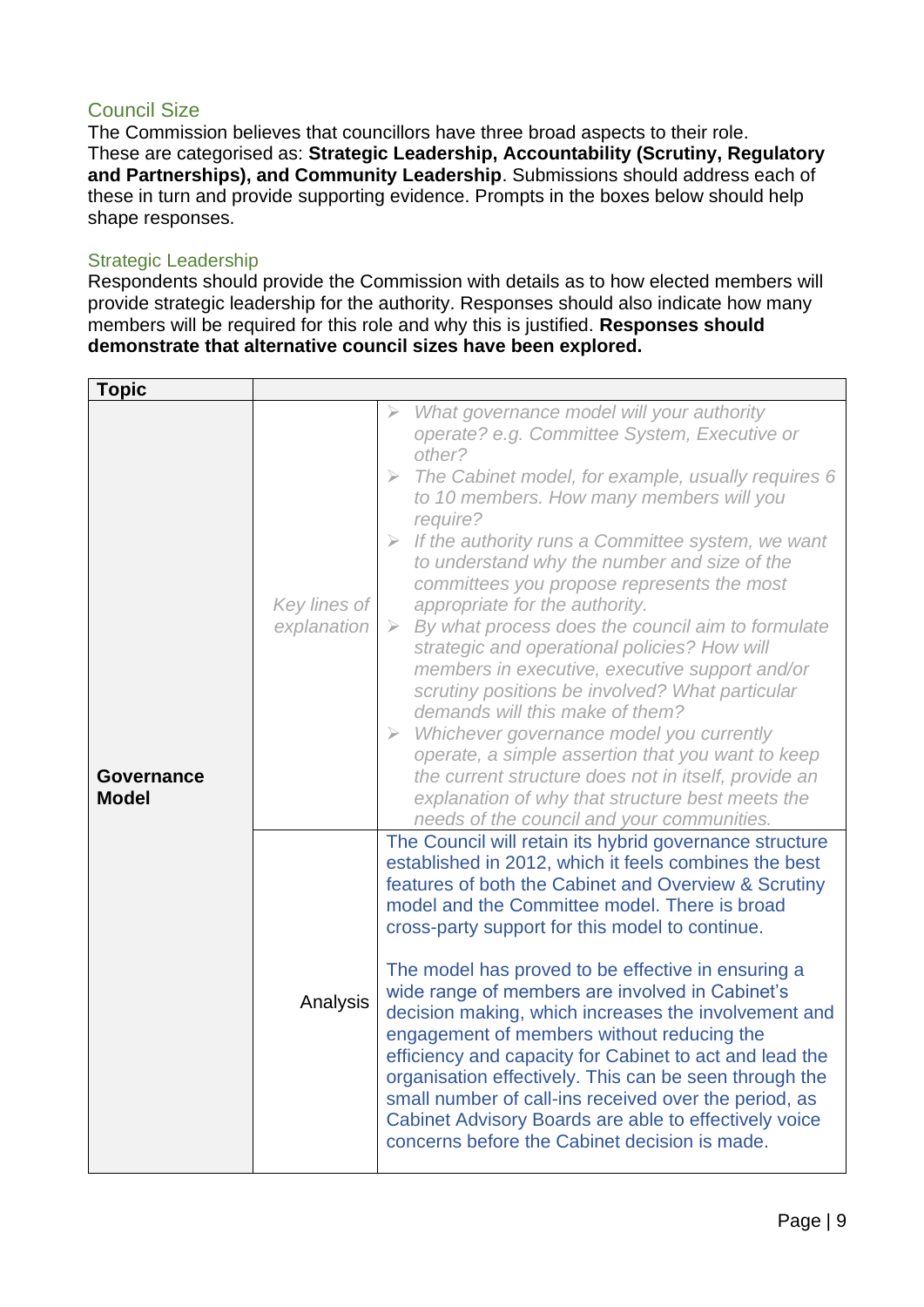## Council Size

The Commission believes that councillors have three broad aspects to their role. These are categorised as: **Strategic Leadership, Accountability (Scrutiny, Regulatory and Partnerships), and Community Leadership**. Submissions should address each of these in turn and provide supporting evidence. Prompts in the boxes below should help shape responses.

### Strategic Leadership

Respondents should provide the Commission with details as to how elected members will provide strategic leadership for the authority. Responses should also indicate how many members will be required for this role and why this is justified. **Responses should demonstrate that alternative council sizes have been explored.**

| **Topic** | | |
|---|---|---|
| **Governance Model** | *Key lines of explanation* | ➢ *What governance model will your authority operate? e.g. Committee System, Executive or other?*<br>➢ *The Cabinet model, for example, usually requires 6 to 10 members. How many members will you require?*<br>➢ *If the authority runs a Committee system, we want to understand why the number and size of the committees you propose represents the most appropriate for the authority.*<br>➢ *By what process does the council aim to formulate strategic and operational policies? How will members in executive, executive support and/or scrutiny positions be involved? What particular demands will this make of them?*<br>➢ *Whichever governance model you currently operate, a simple assertion that you want to keep the current structure does not in itself, provide an explanation of why that structure best meets the needs of the council and your communities.* |
| | Analysis | The Council will retain its hybrid governance structure established in 2012, which it feels combines the best features of both the Cabinet and Overview & Scrutiny model and the Committee model. There is broad cross-party support for this model to continue.<br><br>The model has proved to be effective in ensuring a wide range of members are involved in Cabinet's decision making, which increases the involvement and engagement of members without reducing the efficiency and capacity for Cabinet to act and lead the organisation effectively. This can be seen through the small number of call-ins received over the period, as Cabinet Advisory Boards are able to effectively voice concerns before the Cabinet decision is made. |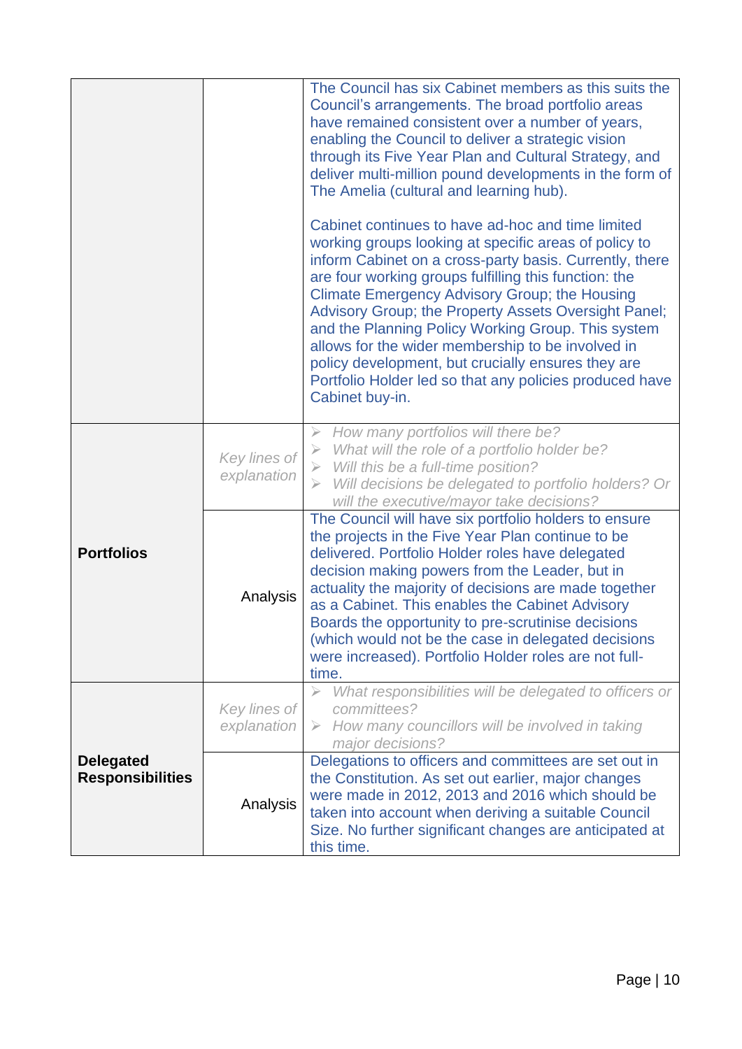| | | |
|---|---|---|
| | | The Council has six Cabinet members as this suits the Council's arrangements. The broad portfolio areas have remained consistent over a number of years, enabling the Council to deliver a strategic vision through its Five Year Plan and Cultural Strategy, and deliver multi-million pound developments in the form of The Amelia (cultural and learning hub).<br><br>Cabinet continues to have ad-hoc and time limited working groups looking at specific areas of policy to inform Cabinet on a cross-party basis. Currently, there are four working groups fulfilling this function: the Climate Emergency Advisory Group; the Housing Advisory Group; the Property Assets Oversight Panel; and the Planning Policy Working Group. This system allows for the wider membership to be involved in policy development, but crucially ensures they are Portfolio Holder led so that any policies produced have Cabinet buy-in. |
| **Portfolios** | *Key lines of explanation* | ➢ *How many portfolios will there be?*<br>➢ *What will the role of a portfolio holder be?*<br>➢ *Will this be a full-time position?*<br>➢ *Will decisions be delegated to portfolio holders? Or will the executive/mayor take decisions?* |
| | Analysis | The Council will have six portfolio holders to ensure the projects in the Five Year Plan continue to be delivered. Portfolio Holder roles have delegated decision making powers from the Leader, but in actuality the majority of decisions are made together as a Cabinet. This enables the Cabinet Advisory Boards the opportunity to pre-scrutinise decisions (which would not be the case in delegated decisions were increased). Portfolio Holder roles are not full-time. |
| **Delegated Responsibilities** | *Key lines of explanation* | ➢ *What responsibilities will be delegated to officers or committees?*<br>➢ *How many councillors will be involved in taking major decisions?* |
| | Analysis | Delegations to officers and committees are set out in the Constitution. As set out earlier, major changes were made in 2012, 2013 and 2016 which should be taken into account when deriving a suitable Council Size. No further significant changes are anticipated at this time. |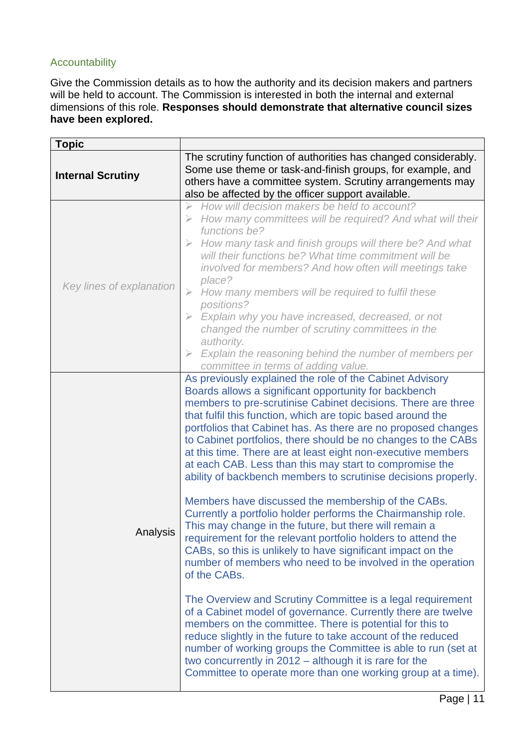### Accountability

Give the Commission details as to how the authority and its decision makers and partners will be held to account. The Commission is interested in both the internal and external dimensions of this role. **Responses should demonstrate that alternative council sizes have been explored.**

| Topic | |
|---|---|
| **Internal Scrutiny** | The scrutiny function of authorities has changed considerably. Some use theme or task-and-finish groups, for example, and others have a committee system. Scrutiny arrangements may also be affected by the officer support available. |
| *Key lines of explanation* | ➢ *How will decision makers be held to account?*<br>➢ *How many committees will be required? And what will their functions be?*<br>➢ *How many task and finish groups will there be? And what will their functions be? What time commitment will be involved for members? And how often will meetings take place?*<br>➢ *How many members will be required to fulfil these positions?*<br>➢ *Explain why you have increased, decreased, or not changed the number of scrutiny committees in the authority.*<br>➢ *Explain the reasoning behind the number of members per committee in terms of adding value.* |
| Analysis | As previously explained the role of the Cabinet Advisory Boards allows a significant opportunity for backbench members to pre-scrutinise Cabinet decisions. There are three that fulfil this function, which are topic based around the portfolios that Cabinet has. As there are no proposed changes to Cabinet portfolios, there should be no changes to the CABs at this time. There are at least eight non-executive members at each CAB. Less than this may start to compromise the ability of backbench members to scrutinise decisions properly.<br><br>Members have discussed the membership of the CABs. Currently a portfolio holder performs the Chairmanship role. This may change in the future, but there will remain a requirement for the relevant portfolio holders to attend the CABs, so this is unlikely to have significant impact on the number of members who need to be involved in the operation of the CABs.<br><br>The Overview and Scrutiny Committee is a legal requirement of a Cabinet model of governance. Currently there are twelve members on the committee. There is potential for this to reduce slightly in the future to take account of the reduced number of working groups the Committee is able to run (set at two concurrently in 2012 – although it is rare for the Committee to operate more than one working group at a time). |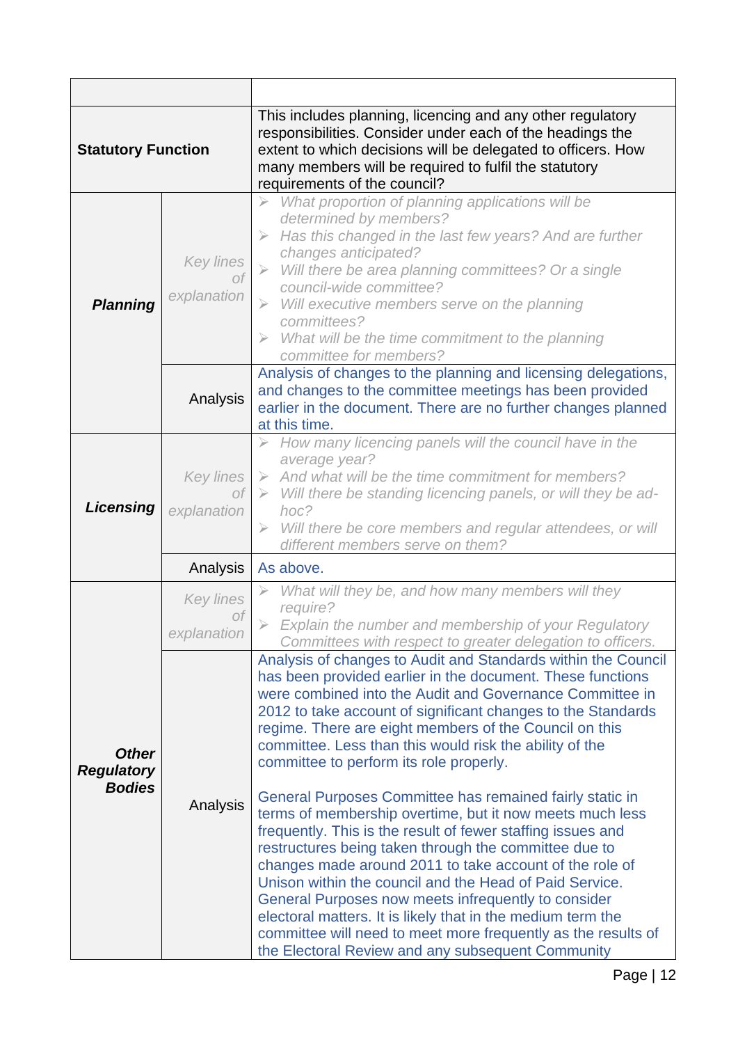| | | |
|---|---|---|
| **Statutory Function** | | This includes planning, licencing and any other regulatory responsibilities. Consider under each of the headings the extent to which decisions will be delegated to officers. How many members will be required to fulfil the statutory requirements of the council? |
| ***Planning*** | *Key lines of explanation* | ➢ *What proportion of planning applications will be determined by members?*<br>➢ *Has this changed in the last few years? And are further changes anticipated?*<br>➢ *Will there be area planning committees? Or a single council-wide committee?*<br>➢ *Will executive members serve on the planning committees?*<br>➢ *What will be the time commitment to the planning committee for members?* |
| | Analysis | Analysis of changes to the planning and licensing delegations, and changes to the committee meetings has been provided earlier in the document. There are no further changes planned at this time. |
| ***Licensing*** | *Key lines of explanation* | ➢ *How many licencing panels will the council have in the average year?*<br>➢ *And what will be the time commitment for members?*<br>➢ *Will there be standing licencing panels, or will they be ad-hoc?*<br>➢ *Will there be core members and regular attendees, or will different members serve on them?* |
| | Analysis | As above. |
| ***Other Regulatory Bodies*** | *Key lines of explanation* | ➢ *What will they be, and how many members will they require?*<br>➢ *Explain the number and membership of your Regulatory Committees with respect to greater delegation to officers.* |
| | Analysis | Analysis of changes to Audit and Standards within the Council has been provided earlier in the document. These functions were combined into the Audit and Governance Committee in 2012 to take account of significant changes to the Standards regime. There are eight members of the Council on this committee. Less than this would risk the ability of the committee to perform its role properly.<br><br>General Purposes Committee has remained fairly static in terms of membership overtime, but it now meets much less frequently. This is the result of fewer staffing issues and restructures being taken through the committee due to changes made around 2011 to take account of the role of Unison within the council and the Head of Paid Service. General Purposes now meets infrequently to consider electoral matters. It is likely that in the medium term the committee will need to meet more frequently as the results of the Electoral Review and any subsequent Community |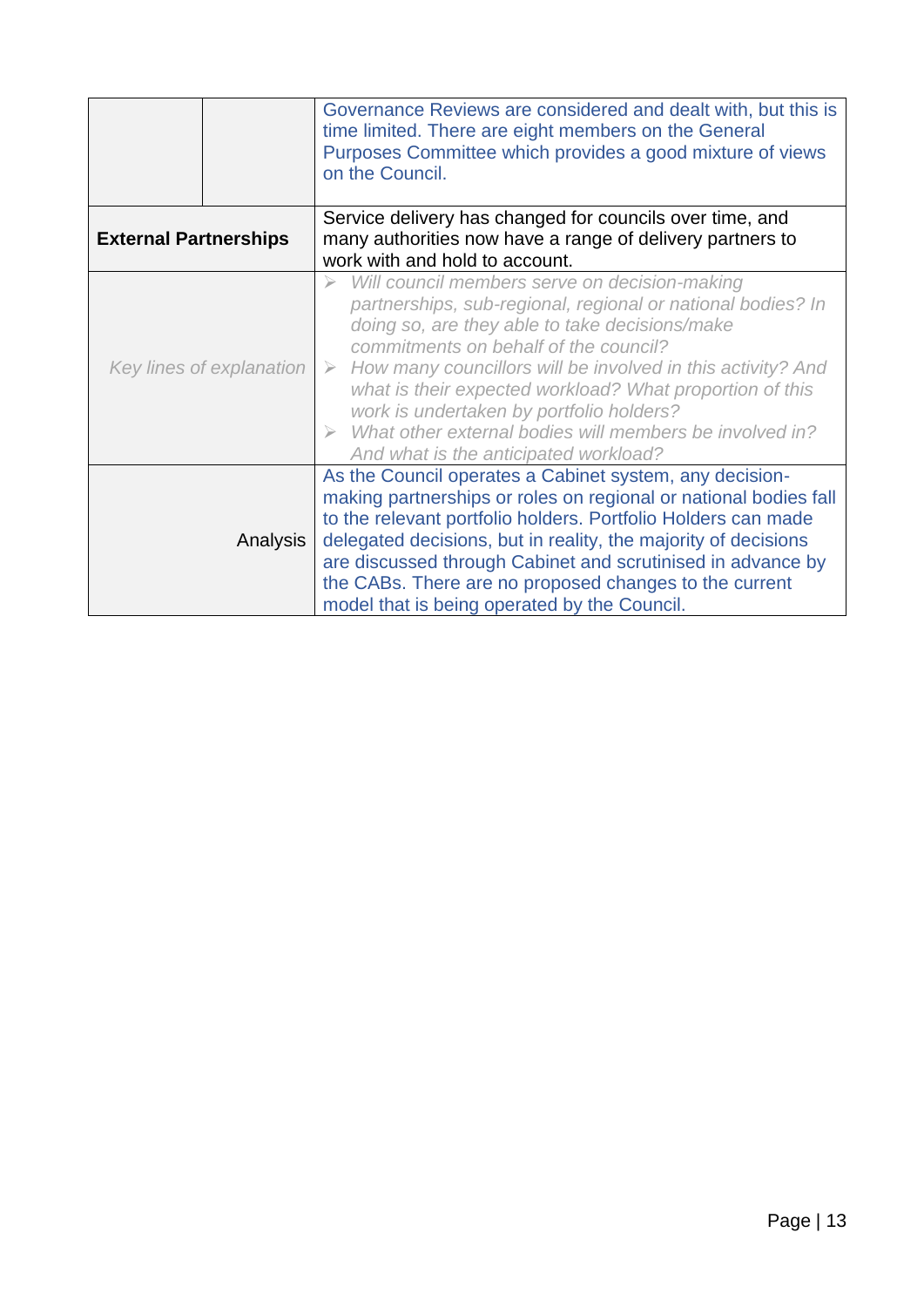| | | |
|---|---|---|
| | | Governance Reviews are considered and dealt with, but this is time limited. There are eight members on the General Purposes Committee which provides a good mixture of views on the Council. |
| **External Partnerships** | | Service delivery has changed for councils over time, and many authorities now have a range of delivery partners to work with and hold to account. |
| *Key lines of explanation* | | ➢ *Will council members serve on decision-making partnerships, sub-regional, regional or national bodies? In doing so, are they able to take decisions/make commitments on behalf of the council?*<br>➢ *How many councillors will be involved in this activity? And what is their expected workload? What proportion of this work is undertaken by portfolio holders?*<br>➢ *What other external bodies will members be involved in? And what is the anticipated workload?* |
| Analysis | | As the Council operates a Cabinet system, any decision-making partnerships or roles on regional or national bodies fall to the relevant portfolio holders. Portfolio Holders can made delegated decisions, but in reality, the majority of decisions are discussed through Cabinet and scrutinised in advance by the CABs. There are no proposed changes to the current model that is being operated by the Council. |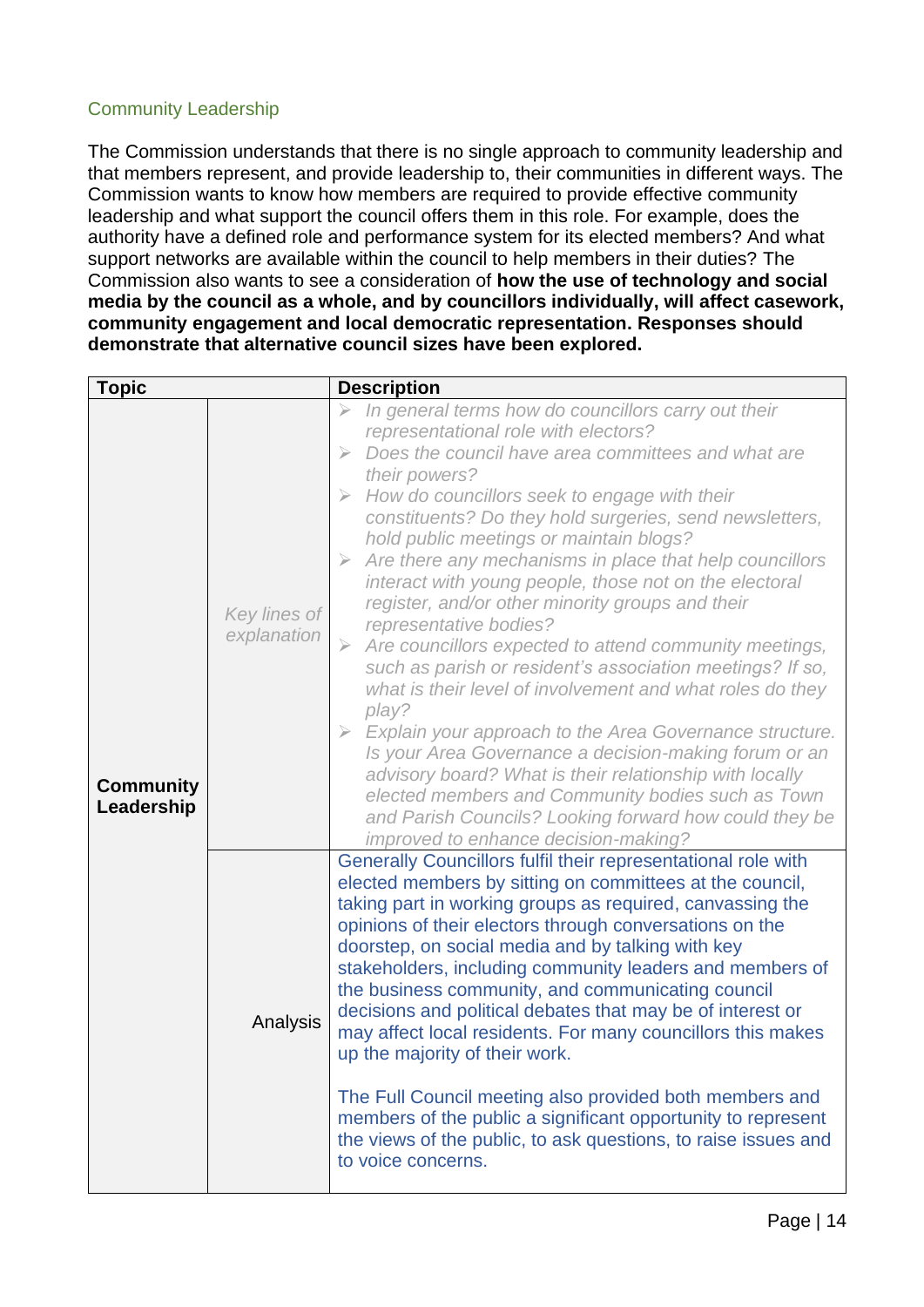## Community Leadership

The Commission understands that there is no single approach to community leadership and that members represent, and provide leadership to, their communities in different ways. The Commission wants to know how members are required to provide effective community leadership and what support the council offers them in this role. For example, does the authority have a defined role and performance system for its elected members? And what support networks are available within the council to help members in their duties? The Commission also wants to see a consideration of **how the use of technology and social media by the council as a whole, and by councillors individually, will affect casework, community engagement and local democratic representation. Responses should demonstrate that alternative council sizes have been explored.**

| Topic | | Description |
| --- | --- | --- |
| **Community Leadership** | *Key lines of explanation* | <ul><li>*In general terms how do councillors carry out their representational role with electors?*</li><li>*Does the council have area committees and what are their powers?*</li><li>*How do councillors seek to engage with their constituents? Do they hold surgeries, send newsletters, hold public meetings or maintain blogs?*</li><li>*Are there any mechanisms in place that help councillors interact with young people, those not on the electoral register, and/or other minority groups and their representative bodies?*</li><li>*Are councillors expected to attend community meetings, such as parish or resident's association meetings? If so, what is their level of involvement and what roles do they play?*</li><li>*Explain your approach to the Area Governance structure. Is your Area Governance a decision-making forum or an advisory board? What is their relationship with locally elected members and Community bodies such as Town and Parish Councils? Looking forward how could they be improved to enhance decision-making?*</li></ul> |
| | Analysis | Generally Councillors fulfil their representational role with elected members by sitting on committees at the council, taking part in working groups as required, canvassing the opinions of their electors through conversations on the doorstep, on social media and by talking with key stakeholders, including community leaders and members of the business community, and communicating council decisions and political debates that may be of interest or may affect local residents. For many councillors this makes up the majority of their work.<br><br>The Full Council meeting also provided both members and members of the public a significant opportunity to represent the views of the public, to ask questions, to raise issues and to voice concerns. |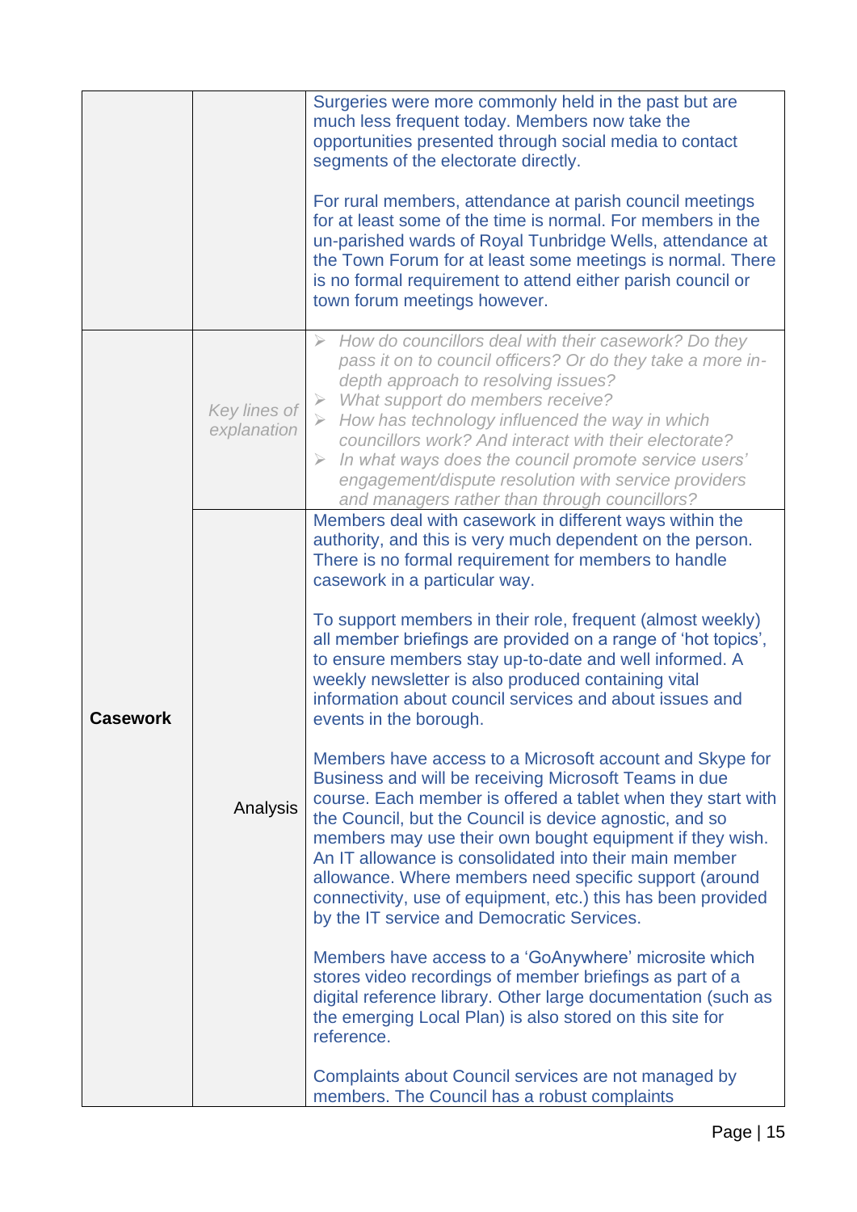| | | |
|---|---|---|
| | | Surgeries were more commonly held in the past but are much less frequent today. Members now take the opportunities presented through social media to contact segments of the electorate directly.<br><br>For rural members, attendance at parish council meetings for at least some of the time is normal. For members in the un-parished wards of Royal Tunbridge Wells, attendance at the Town Forum for at least some meetings is normal. There is no formal requirement to attend either parish council or town forum meetings however. |
| **Casework** | *Key lines of explanation* | ➢ *How do councillors deal with their casework? Do they pass it on to council officers? Or do they take a more in-depth approach to resolving issues?*<br>➢ *What support do members receive?*<br>➢ *How has technology influenced the way in which councillors work? And interact with their electorate?*<br>➢ *In what ways does the council promote service users' engagement/dispute resolution with service providers and managers rather than through councillors?* |
| | Analysis | Members deal with casework in different ways within the authority, and this is very much dependent on the person. There is no formal requirement for members to handle casework in a particular way.<br><br>To support members in their role, frequent (almost weekly) all member briefings are provided on a range of 'hot topics', to ensure members stay up-to-date and well informed. A weekly newsletter is also produced containing vital information about council services and about issues and events in the borough.<br><br>Members have access to a Microsoft account and Skype for Business and will be receiving Microsoft Teams in due course. Each member is offered a tablet when they start with the Council, but the Council is device agnostic, and so members may use their own bought equipment if they wish. An IT allowance is consolidated into their main member allowance. Where members need specific support (around connectivity, use of equipment, etc.) this has been provided by the IT service and Democratic Services.<br><br>Members have access to a 'GoAnywhere' microsite which stores video recordings of member briefings as part of a digital reference library. Other large documentation (such as the emerging Local Plan) is also stored on this site for reference.<br><br>Complaints about Council services are not managed by members. The Council has a robust complaints |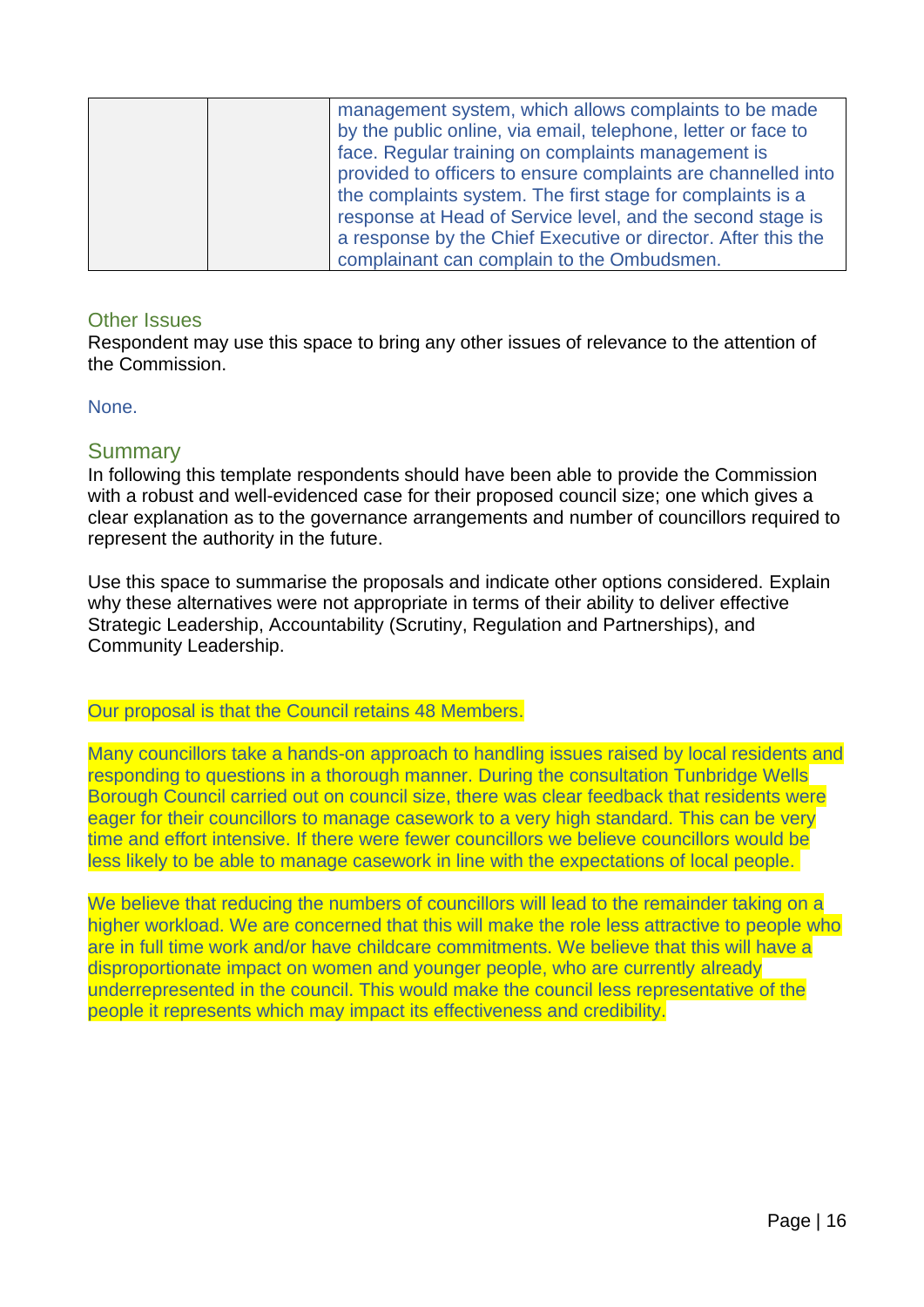| | | |
|---|---|---|
| | | management system, which allows complaints to be made by the public online, via email, telephone, letter or face to face. Regular training on complaints management is provided to officers to ensure complaints are channelled into the complaints system. The first stage for complaints is a response at Head of Service level, and the second stage is a response by the Chief Executive or director. After this the complainant can complain to the Ombudsmen. |

## Other Issues

Respondent may use this space to bring any other issues of relevance to the attention of the Commission.

None.

## Summary

In following this template respondents should have been able to provide the Commission with a robust and well-evidenced case for their proposed council size; one which gives a clear explanation as to the governance arrangements and number of councillors required to represent the authority in the future.

Use this space to summarise the proposals and indicate other options considered. Explain why these alternatives were not appropriate in terms of their ability to deliver effective Strategic Leadership, Accountability (Scrutiny, Regulation and Partnerships), and Community Leadership.

Our proposal is that the Council retains 48 Members.

Many councillors take a hands-on approach to handling issues raised by local residents and responding to questions in a thorough manner. During the consultation Tunbridge Wells Borough Council carried out on council size, there was clear feedback that residents were eager for their councillors to manage casework to a very high standard. This can be very time and effort intensive. If there were fewer councillors we believe councillors would be less likely to be able to manage casework in line with the expectations of local people.

We believe that reducing the numbers of councillors will lead to the remainder taking on a higher workload. We are concerned that this will make the role less attractive to people who are in full time work and/or have childcare commitments. We believe that this will have a disproportionate impact on women and younger people, who are currently already underrepresented in the council. This would make the council less representative of the people it represents which may impact its effectiveness and credibility.